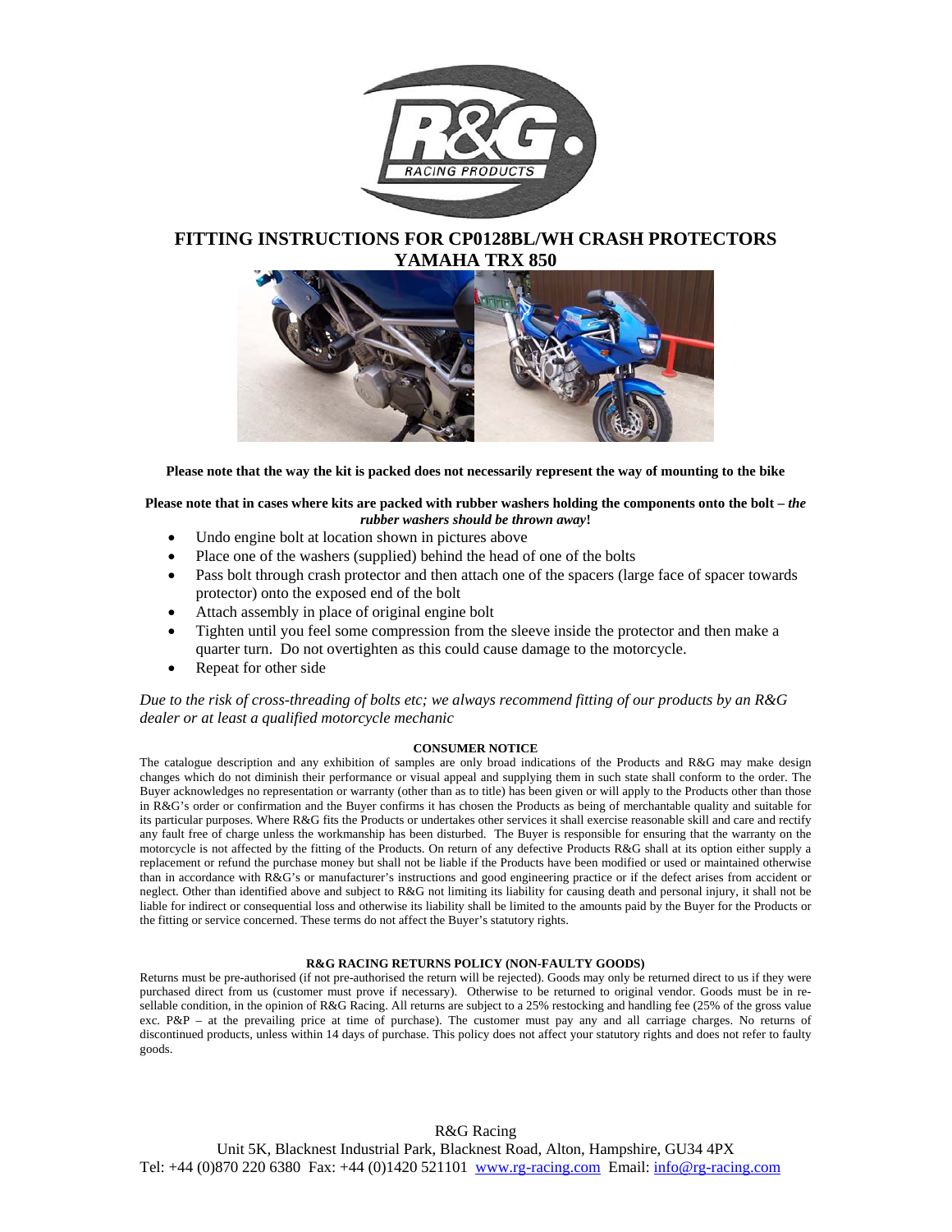# FITTING INSTRUCTIONS FOR CP0128BL/WH CRASH PROTECTORS YAMAHA TRX 850

**Please note that the way the kit is packed does not necessarily represent the way of mounting to the bike**

**Please note that in cases where kits are packed with rubber washers holding the components onto the bolt – *the rubber washers should be thrown away*!**

- Undo engine bolt at location shown in pictures above
- Place one of the washers (supplied) behind the head of one of the bolts
- Pass bolt through crash protector and then attach one of the spacers (large face of spacer towards protector) onto the exposed end of the bolt
- Attach assembly in place of original engine bolt
- Tighten until you feel some compression from the sleeve inside the protector and then make a quarter turn. Do not overtighten as this could cause damage to the motorcycle.
- Repeat for other side

*Due to the risk of cross-threading of bolts etc; we always recommend fitting of our products by an R&G dealer or at least a qualified motorcycle mechanic*

## CONSUMER NOTICE

The catalogue description and any exhibition of samples are only broad indications of the Products and R&G may make design changes which do not diminish their performance or visual appeal and supplying them in such state shall conform to the order. The Buyer acknowledges no representation or warranty (other than as to title) has been given or will apply to the Products other than those in R&G's order or confirmation and the Buyer confirms it has chosen the Products as being of merchantable quality and suitable for its particular purposes. Where R&G fits the Products or undertakes other services it shall exercise reasonable skill and care and rectify any fault free of charge unless the workmanship has been disturbed. The Buyer is responsible for ensuring that the warranty on the motorcycle is not affected by the fitting of the Products. On return of any defective Products R&G shall at its option either supply a replacement or refund the purchase money but shall not be liable if the Products have been modified or used or maintained otherwise than in accordance with R&G's or manufacturer's instructions and good engineering practice or if the defect arises from accident or neglect. Other than identified above and subject to R&G not limiting its liability for causing death and personal injury, it shall not be liable for indirect or consequential loss and otherwise its liability shall be limited to the amounts paid by the Buyer for the Products or the fitting or service concerned. These terms do not affect the Buyer's statutory rights.

## R&G RACING RETURNS POLICY (NON-FAULTY GOODS)

Returns must be pre-authorised (if not pre-authorised the return will be rejected). Goods may only be returned direct to us if they were purchased direct from us (customer must prove if necessary). Otherwise to be returned to original vendor. Goods must be in re-sellable condition, in the opinion of R&G Racing. All returns are subject to a 25% restocking and handling fee (25% of the gross value exc. P&P – at the prevailing price at time of purchase). The customer must pay any and all carriage charges. No returns of discontinued products, unless within 14 days of purchase. This policy does not affect your statutory rights and does not refer to faulty goods.

R&G Racing
Unit 5K, Blacknest Industrial Park, Blacknest Road, Alton, Hampshire, GU34 4PX
Tel: +44 (0)870 220 6380 Fax: +44 (0)1420 521101 www.rg-racing.com Email: info@rg-racing.com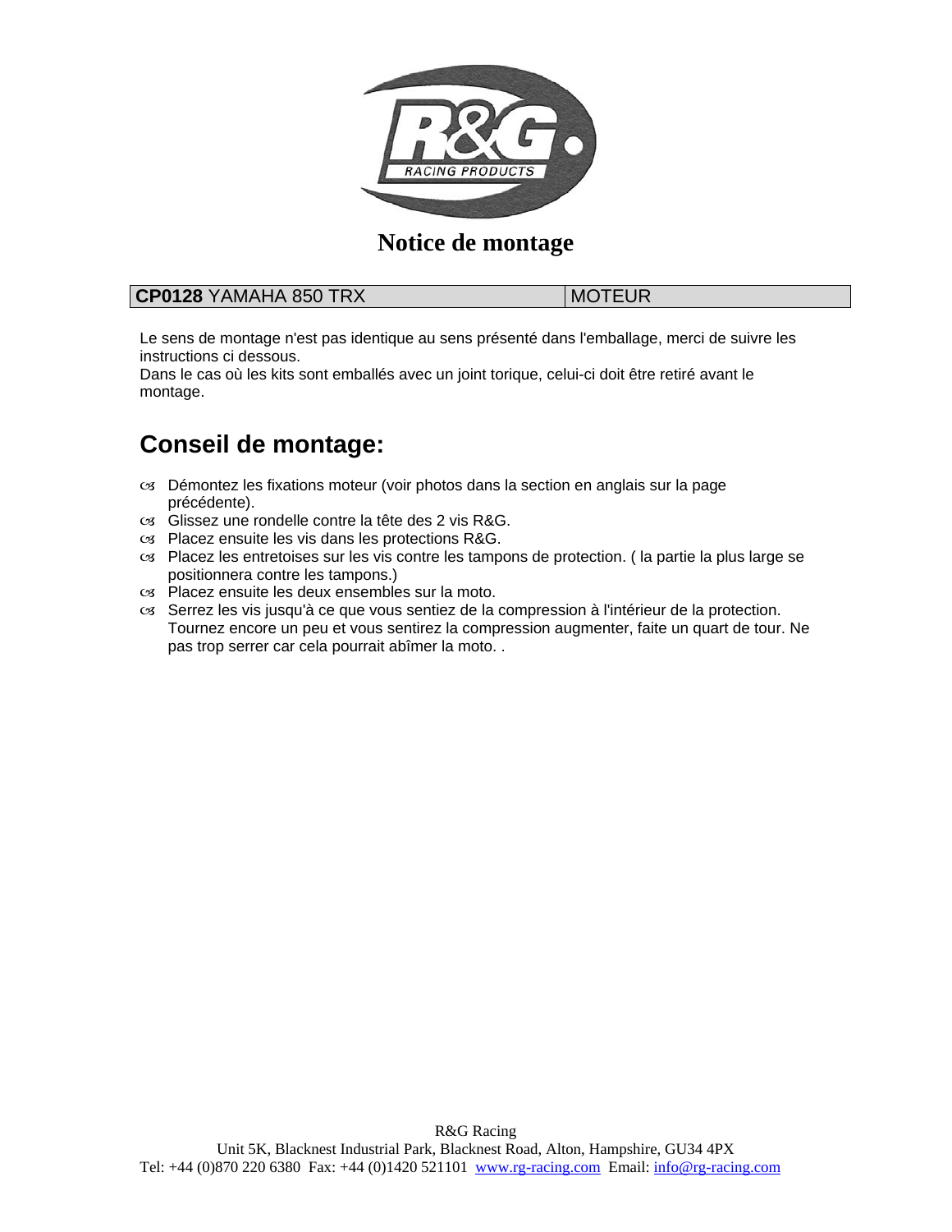# Notice de montage

| | |
|---|---|
| **CP0128** YAMAHA 850 TRX | MOTEUR |

Le sens de montage n'est pas identique au sens présenté dans l'emballage, merci de suivre les instructions ci dessous.
Dans le cas où les kits sont emballés avec un joint torique, celui-ci doit être retiré avant le montage.

## Conseil de montage:

- Démontez les fixations moteur (voir photos dans la section en anglais sur la page précédente).
- Glissez une rondelle contre la tête des 2 vis R&G.
- Placez ensuite les vis dans les protections R&G.
- Placez les entretoises sur les vis contre les tampons de protection. ( la partie la plus large se positionnera contre les tampons.)
- Placez ensuite les deux ensembles sur la moto.
- Serrez les vis jusqu'à ce que vous sentiez de la compression à l'intérieur de la protection. Tournez encore un peu et vous sentirez la compression augmenter, faite un quart de tour. Ne pas trop serrer car cela pourrait abîmer la moto. .

R&G Racing
Unit 5K, Blacknest Industrial Park, Blacknest Road, Alton, Hampshire, GU34 4PX
Tel: +44 (0)870 220 6380 Fax: +44 (0)1420 521101 www.rg-racing.com Email: info@rg-racing.com